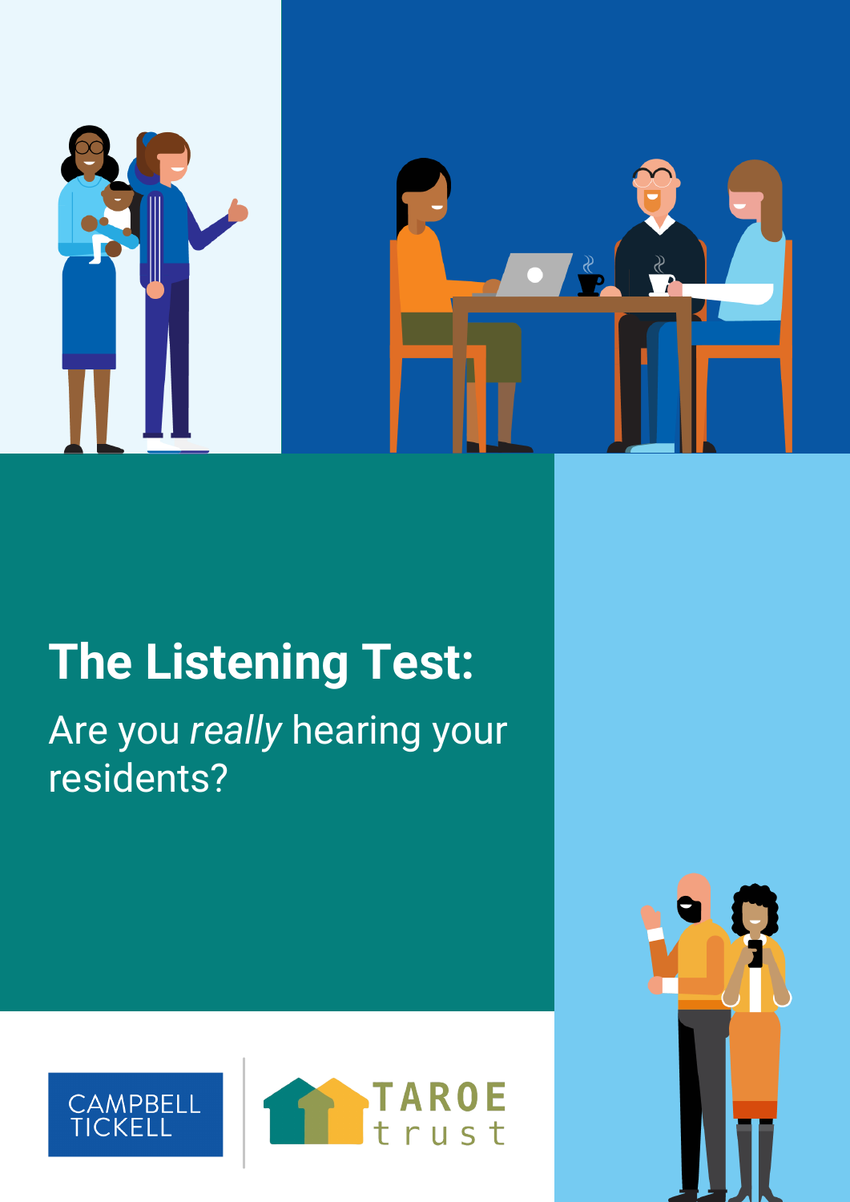# The Listening Test:

## Are you *really* hearing your residents?

CAMPBELL TICKELL

TAROE trust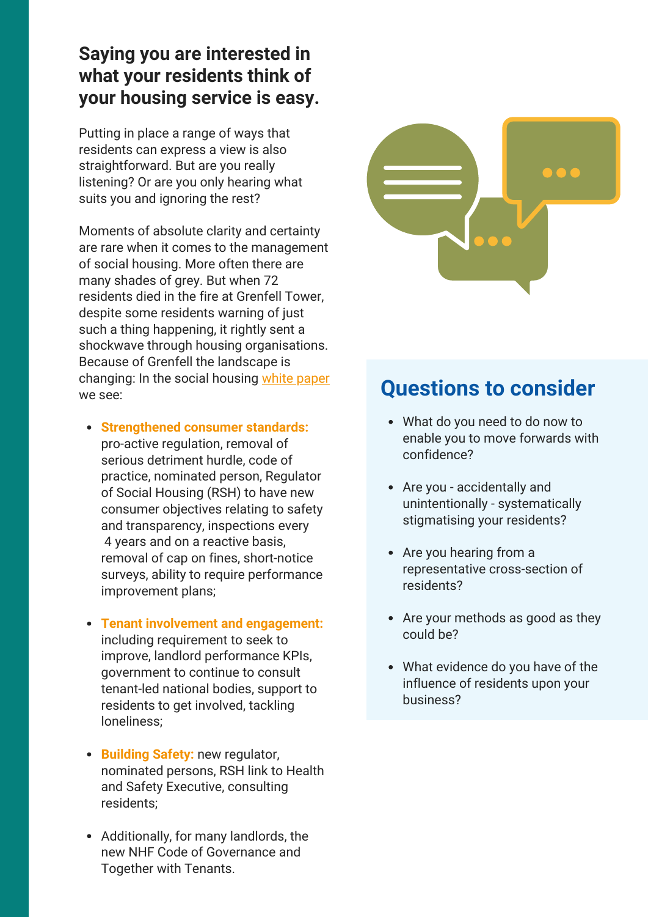## Saying you are interested in what your residents think of your housing service is easy.

Putting in place a range of ways that residents can express a view is also straightforward. But are you really listening? Or are you only hearing what suits you and ignoring the rest?

Moments of absolute clarity and certainty are rare when it comes to the management of social housing. More often there are many shades of grey. But when 72 residents died in the fire at Grenfell Tower, despite some residents warning of just such a thing happening, it rightly sent a shockwave through housing organisations. Because of Grenfell the landscape is changing: In the social housing white paper we see:

- **Strengthened consumer standards:** pro-active regulation, removal of serious detriment hurdle, code of practice, nominated person, Regulator of Social Housing (RSH) to have new consumer objectives relating to safety and transparency, inspections every 4 years and on a reactive basis, removal of cap on fines, short-notice surveys, ability to require performance improvement plans;
- **Tenant involvement and engagement:** including requirement to seek to improve, landlord performance KPIs, government to continue to consult tenant-led national bodies, support to residents to get involved, tackling loneliness;
- **Building Safety:** new regulator, nominated persons, RSH link to Health and Safety Executive, consulting residents;
- Additionally, for many landlords, the new NHF Code of Governance and Together with Tenants.

## Questions to consider

- What do you need to do now to enable you to move forwards with confidence?
- Are you - accidentally and unintentionally - systematically stigmatising your residents?
- Are you hearing from a representative cross-section of residents?
- Are your methods as good as they could be?
- What evidence do you have of the influence of residents upon your business?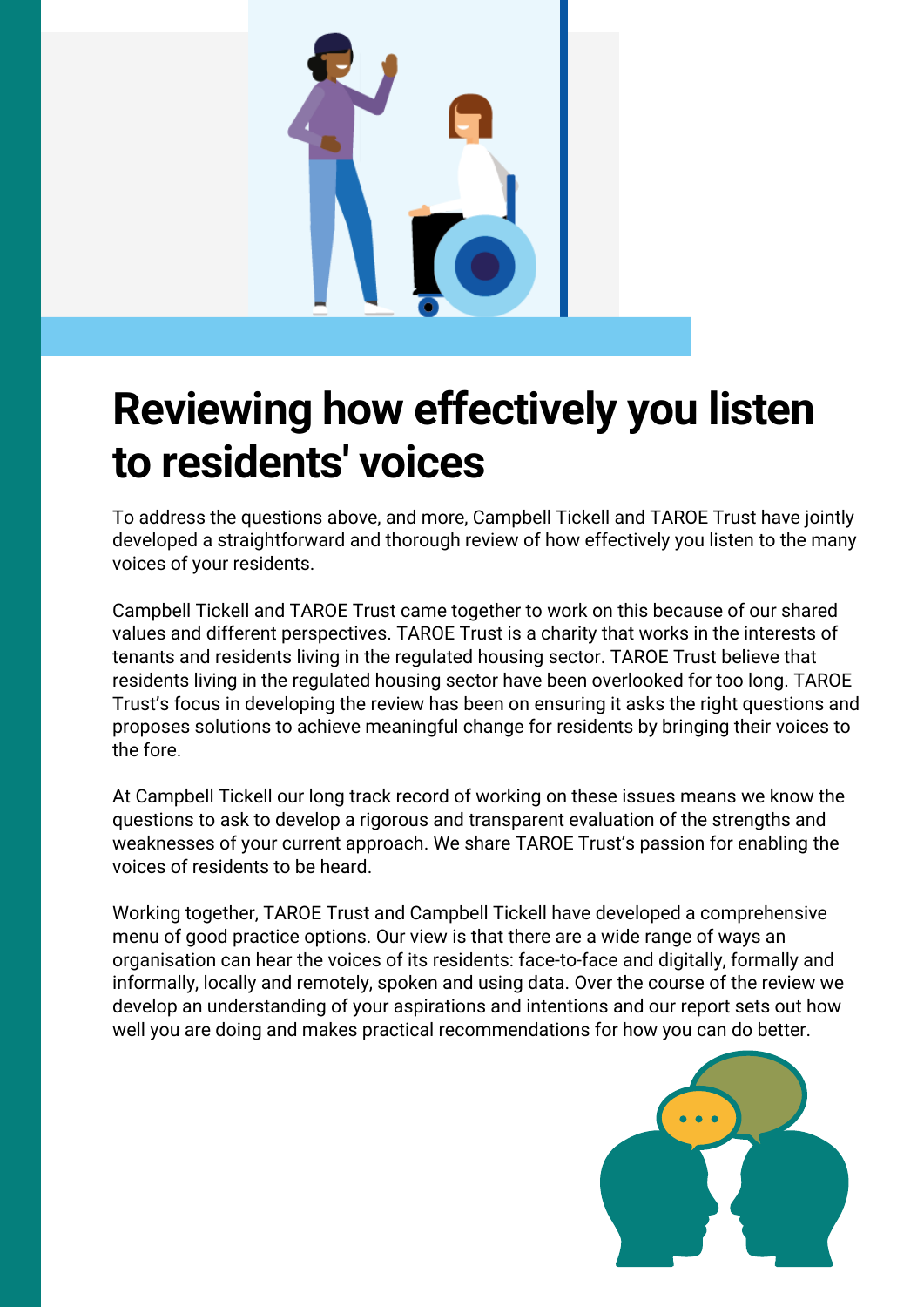# Reviewing how effectively you listen to residents' voices

To address the questions above, and more, Campbell Tickell and TAROE Trust have jointly developed a straightforward and thorough review of how effectively you listen to the many voices of your residents.

Campbell Tickell and TAROE Trust came together to work on this because of our shared values and different perspectives. TAROE Trust is a charity that works in the interests of tenants and residents living in the regulated housing sector. TAROE Trust believe that residents living in the regulated housing sector have been overlooked for too long. TAROE Trust's focus in developing the review has been on ensuring it asks the right questions and proposes solutions to achieve meaningful change for residents by bringing their voices to the fore.

At Campbell Tickell our long track record of working on these issues means we know the questions to ask to develop a rigorous and transparent evaluation of the strengths and weaknesses of your current approach. We share TAROE Trust's passion for enabling the voices of residents to be heard.

Working together, TAROE Trust and Campbell Tickell have developed a comprehensive menu of good practice options. Our view is that there are a wide range of ways an organisation can hear the voices of its residents: face-to-face and digitally, formally and informally, locally and remotely, spoken and using data. Over the course of the review we develop an understanding of your aspirations and intentions and our report sets out how well you are doing and makes practical recommendations for how you can do better.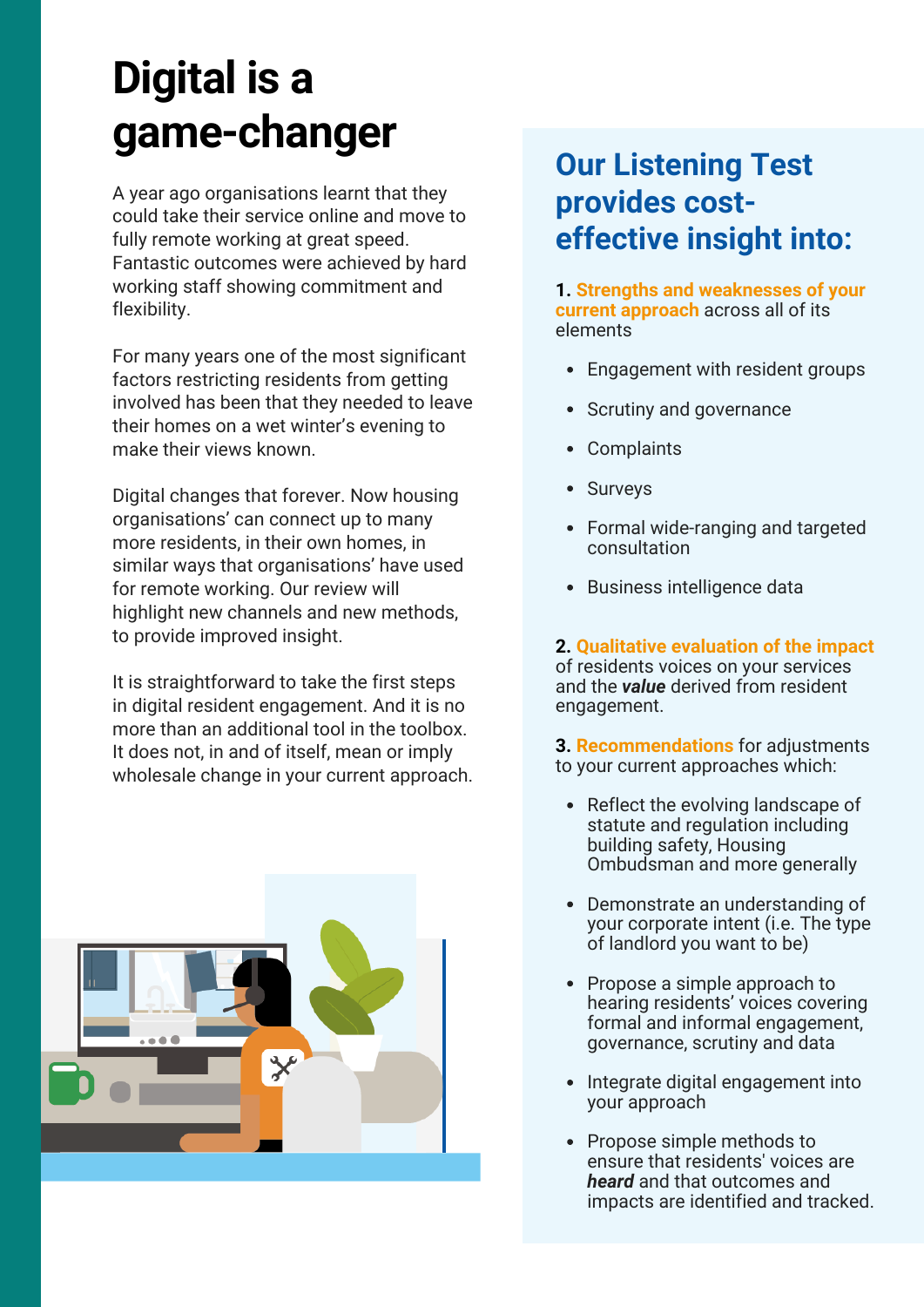# Digital is a game-changer

A year ago organisations learnt that they could take their service online and move to fully remote working at great speed. Fantastic outcomes were achieved by hard working staff showing commitment and flexibility.

For many years one of the most significant factors restricting residents from getting involved has been that they needed to leave their homes on a wet winter's evening to make their views known.

Digital changes that forever. Now housing organisations' can connect up to many more residents, in their own homes, in similar ways that organisations' have used for remote working. Our review will highlight new channels and new methods, to provide improved insight.

It is straightforward to take the first steps in digital resident engagement. And it is no more than an additional tool in the toolbox. It does not, in and of itself, mean or imply wholesale change in your current approach.

## Our Listening Test provides cost-effective insight into:

**1. Strengths and weaknesses of your current approach** across all of its elements

- Engagement with resident groups
- Scrutiny and governance
- Complaints
- Surveys
- Formal wide-ranging and targeted consultation
- Business intelligence data

**2. Qualitative evaluation of the impact** of residents voices on your services and the ***value*** derived from resident engagement.

**3. Recommendations** for adjustments to your current approaches which:

- Reflect the evolving landscape of statute and regulation including building safety, Housing Ombudsman and more generally
- Demonstrate an understanding of your corporate intent (i.e. The type of landlord you want to be)
- Propose a simple approach to hearing residents' voices covering formal and informal engagement, governance, scrutiny and data
- Integrate digital engagement into your approach
- Propose simple methods to ensure that residents' voices are ***heard*** and that outcomes and impacts are identified and tracked.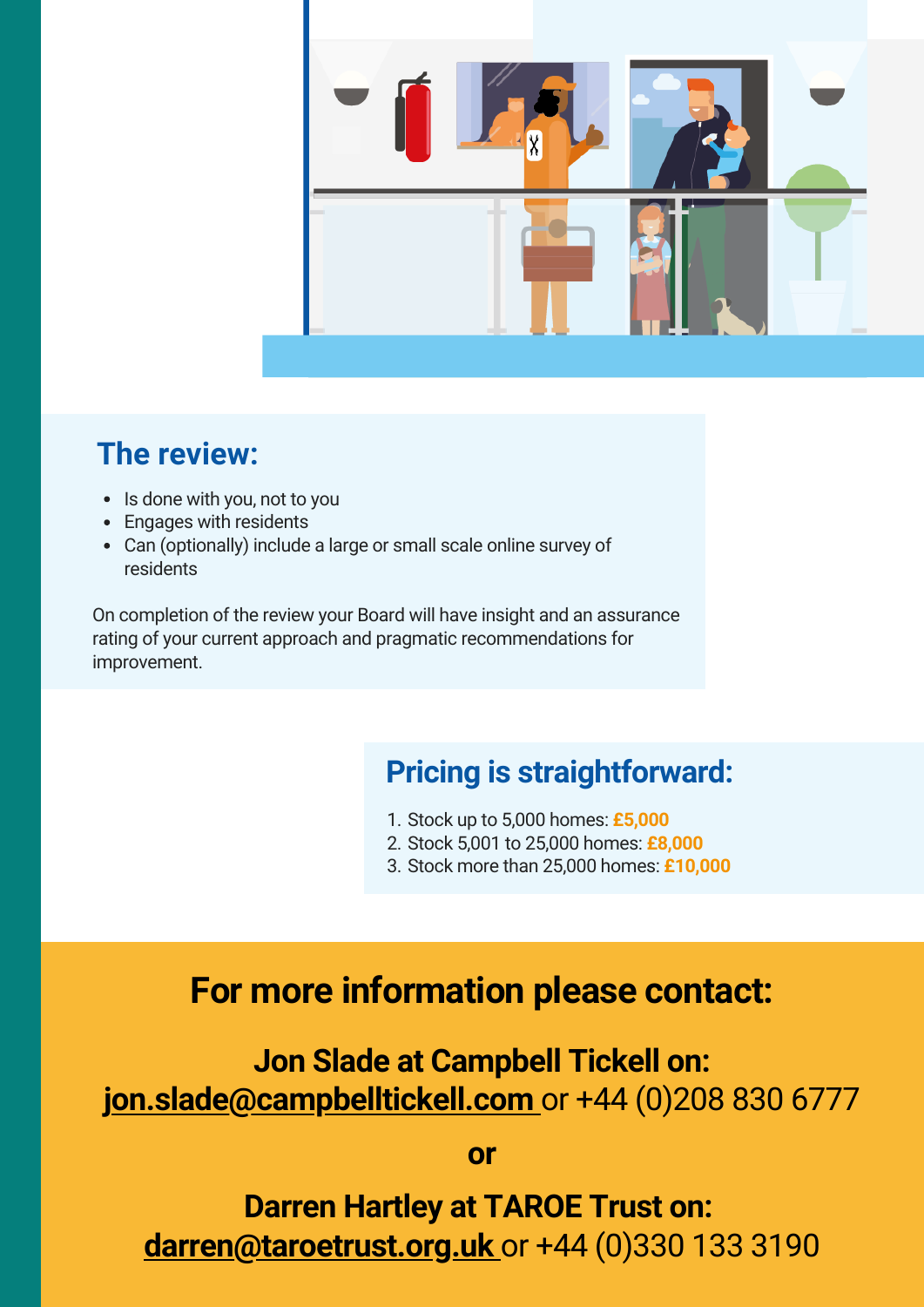## The review:

- Is done with you, not to you
- Engages with residents
- Can (optionally) include a large or small scale online survey of residents

On completion of the review your Board will have insight and an assurance rating of your current approach and pragmatic recommendations for improvement.

## Pricing is straightforward:

1. Stock up to 5,000 homes: **£5,000**
2. Stock 5,001 to 25,000 homes: **£8,000**
3. Stock more than 25,000 homes: **£10,000**

## For more information please contact:

**Jon Slade at Campbell Tickell on:**
**jon.slade@campbelltickell.com** or +44 (0)208 830 6777

**or**

**Darren Hartley at TAROE Trust on:**
**darren@taroetrust.org.uk** or +44 (0)330 133 3190